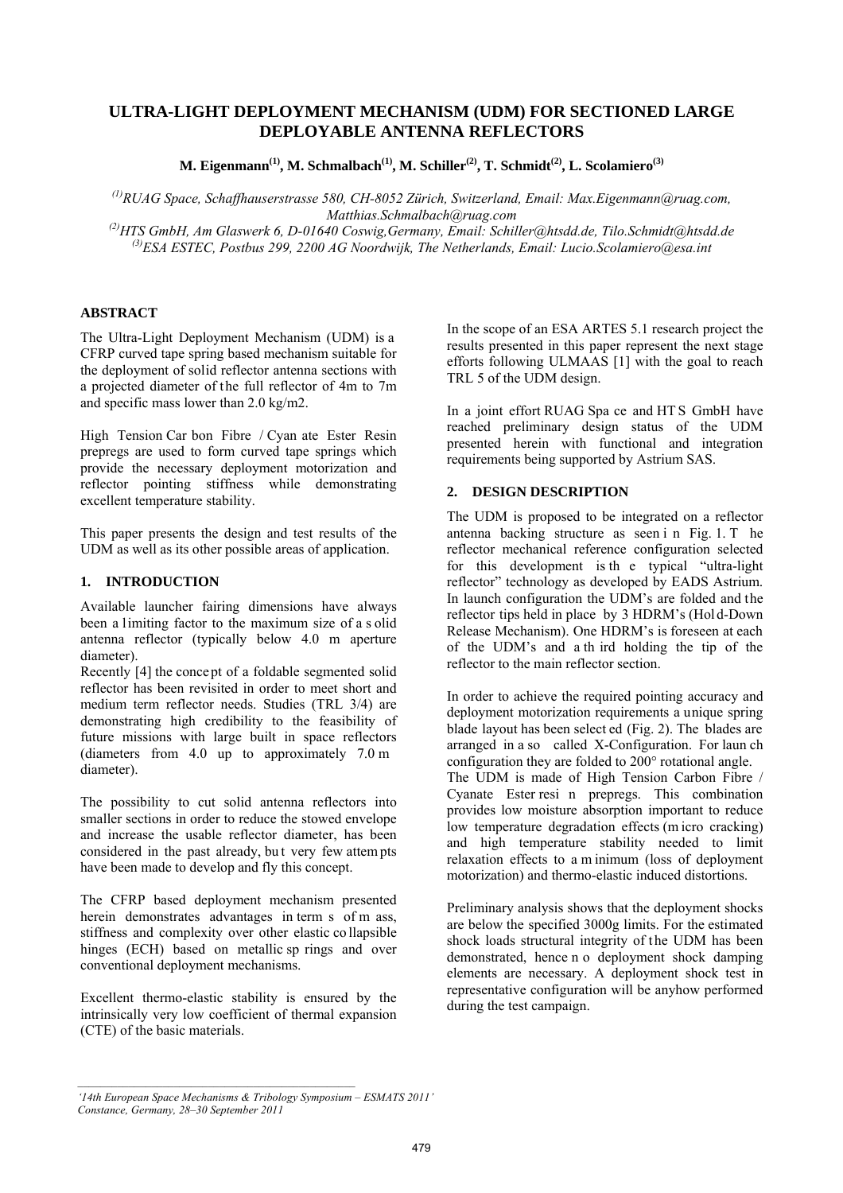# ULTRA-LIGHT DEPLOYMENT MECHANISM (UDM) FOR SECTIONED LARGE DEPLOYABLE ANTENNA REFLECTORS

**M. Eigenmann[(1)], M. Schmalbach[(1)], M. Schiller[(2)], T. Schmidt[(2)], L. Scolamiero[(3)]**

*[(1)]RUAG Space, Schaffhauserstrasse 580, CH-8052 Zürich, Switzerland, Email: Max.Eigenmann@ruag.com, Matthias.Schmalbach@ruag.com*

*[(2)]HTS GmbH, Am Glaswerk 6, D-01640 Coswig,Germany, Email: Schiller@htsdd.de, Tilo.Schmidt@htsdd.de*

*[(3)]ESA ESTEC, Postbus 299, 2200 AG Noordwijk, The Netherlands, Email: Lucio.Scolamiero@esa.int*

## ABSTRACT

The Ultra-Light Deployment Mechanism (UDM) is a CFRP curved tape spring based mechanism suitable for the deployment of solid reflector antenna sections with a projected diameter of the full reflector of 4m to 7m and specific mass lower than 2.0 kg/m2.

High Tension Car bon Fibre / Cyan ate Ester Resin prepregs are used to form curved tape springs which provide the necessary deployment motorization and reflector pointing stiffness while demonstrating excellent temperature stability.

This paper presents the design and test results of the UDM as well as its other possible areas of application.

## 1. INTRODUCTION

Available launcher fairing dimensions have always been a limiting factor to the maximum size of a solid antenna reflector (typically below 4.0 m aperture diameter).

Recently [4] the concept of a foldable segmented solid reflector has been revisited in order to meet short and medium term reflector needs. Studies (TRL 3/4) are demonstrating high credibility to the feasibility of future missions with large built in space reflectors (diameters from 4.0 up to approximately 7.0 m diameter).

The possibility to cut solid antenna reflectors into smaller sections in order to reduce the stowed envelope and increase the usable reflector diameter, has been considered in the past already, but very few attempts have been made to develop and fly this concept.

The CFRP based deployment mechanism presented herein demonstrates advantages in terms of mass, stiffness and complexity over other elastic collapsible hinges (ECH) based on metallic springs and over conventional deployment mechanisms.

Excellent thermo-elastic stability is ensured by the intrinsically very low coefficient of thermal expansion (CTE) of the basic materials.

In the scope of an ESA ARTES 5.1 research project the results presented in this paper represent the next stage efforts following ULMAAS [1] with the goal to reach TRL 5 of the UDM design.

In a joint effort RUAG Space and HTS GmbH have reached preliminary design status of the UDM presented herein with functional and integration requirements being supported by Astrium SAS.

## 2. DESIGN DESCRIPTION

The UDM is proposed to be integrated on a reflector antenna backing structure as seen in Fig. 1. The reflector mechanical reference configuration selected for this development is the typical "ultra-light reflector" technology as developed by EADS Astrium. In launch configuration the UDM's are folded and the reflector tips held in place by 3 HDRM's (Hold-Down Release Mechanism). One HDRM's is foreseen at each of the UDM's and a third holding the tip of the reflector to the main reflector section.

In order to achieve the required pointing accuracy and deployment motorization requirements a unique spring blade layout has been selected (Fig. 2). The blades are arranged in a so called X-Configuration. For launch configuration they are folded to 200° rotational angle. The UDM is made of High Tension Carbon Fibre / Cyanate Ester resin prepregs. This combination provides low moisture absorption important to reduce low temperature degradation effects (micro cracking) and high temperature stability needed to limit relaxation effects to a minimum (loss of deployment motorization) and thermo-elastic induced distortions.

Preliminary analysis shows that the deployment shocks are below the specified 3000g limits. For the estimated shock loads structural integrity of the UDM has been demonstrated, hence no deployment shock damping elements are necessary. A deployment shock test in representative configuration will be anyhow performed during the test campaign.

*'14th European Space Mechanisms & Tribology Symposium – ESMATS 2011' Constance, Germany, 28–30 September 2011*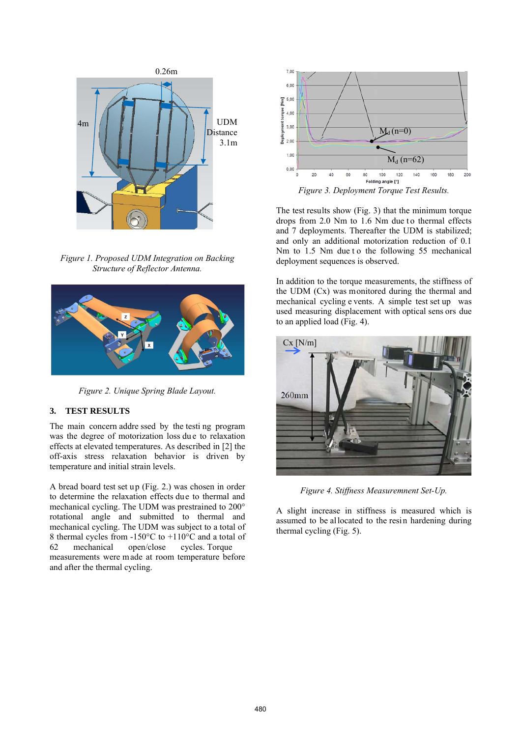*Figure 1. Proposed UDM Integration on Backing Structure of Reflector Antenna.*

*Figure 2. Unique Spring Blade Layout.*

## 3. TEST RESULTS

The main concern addressed by the testing program was the degree of motorization loss due to relaxation effects at elevated temperatures. As described in [2] the off-axis stress relaxation behavior is driven by temperature and initial strain levels.

A bread board test set up (Fig. 2.) was chosen in order to determine the relaxation effects due to thermal and mechanical cycling. The UDM was prestrained to 200° rotational angle and submitted to thermal and mechanical cycling. The UDM was subject to a total of 8 thermal cycles from -150°C to +110°C and a total of 62 mechanical open/close cycles. Torque measurements were made at room temperature before and after the thermal cycling.

*Figure 3. Deployment Torque Test Results.*

The test results show (Fig. 3) that the minimum torque drops from 2.0 Nm to 1.6 Nm due to thermal effects and 7 deployments. Thereafter the UDM is stabilized; and only an additional motorization reduction of 0.1 Nm to 1.5 Nm due to the following 55 mechanical deployment sequences is observed.

In addition to the torque measurements, the stiffness of the UDM (Cx) was monitored during the thermal and mechanical cycling events. A simple test set up was used measuring displacement with optical sensors due to an applied load (Fig. 4).

*Figure 4. Stiffness Measuremnent Set-Up.*

A slight increase in stiffness is measured which is assumed to be allocated to the resin hardening during thermal cycling (Fig. 5).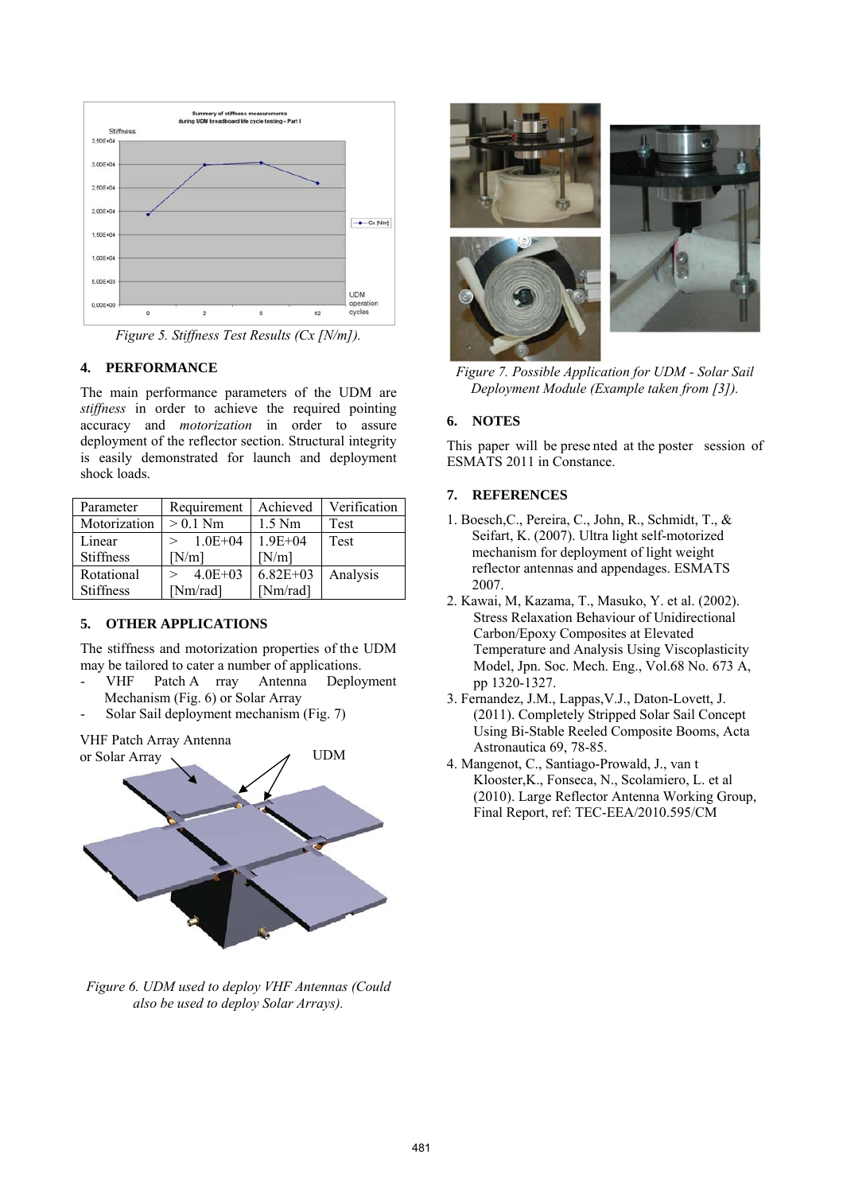Summary of stiffness measurements
during UDM breadboard life cycle testing - Part I

Stiffness

3,50E+04
3,00E+04
2,50E+04
2,00E+04
1,50E+04
1,00E+04
5,00E+03
0,00E+00

0
2
6
62

UDM operation cycles

Cx [N/m]

*Figure 5. Stiffness Test Results (Cx [N/m]).*

## 4. PERFORMANCE

The main performance parameters of the UDM are *stiffness* in order to achieve the required pointing accuracy and *motorization* in order to assure deployment of the reflector section. Structural integrity is easily demonstrated for launch and deployment shock loads.

| Parameter | Requirement | Achieved | Verification |
|---|---|---|---|
| Motorization | > 0.1 Nm | 1.5 Nm | Test |
| Linear Stiffness | > 1.0E+04 [N/m] | 1.9E+04 [N/m] | Test |
| Rotational Stiffness | > 4.0E+03 [Nm/rad] | 6.82E+03 [Nm/rad] | Analysis |

## 5. OTHER APPLICATIONS

The stiffness and motorization properties of the UDM may be tailored to cater a number of applications.

- VHF Patch Array Antenna Deployment Mechanism (Fig. 6) or Solar Array
- Solar Sail deployment mechanism (Fig. 7)

VHF Patch Array Antenna or Solar Array

UDM

*Figure 6. UDM used to deploy VHF Antennas (Could also be used to deploy Solar Arrays).*

*Figure 7. Possible Application for UDM - Solar Sail Deployment Module (Example taken from [3]).*

## 6. NOTES

This paper will be presented at the poster session of ESMATS 2011 in Constance.

## 7. REFERENCES

1. Boesch,C., Pereira, C., John, R., Schmidt, T., & Seifart, K. (2007). Ultra light self-motorized mechanism for deployment of light weight reflector antennas and appendages. ESMATS 2007.
2. Kawai, M, Kazama, T., Masuko, Y. et al. (2002). Stress Relaxation Behaviour of Unidirectional Carbon/Epoxy Composites at Elevated Temperature and Analysis Using Viscoplasticity Model, Jpn. Soc. Mech. Eng., Vol.68 No. 673 A, pp 1320-1327.
3. Fernandez, J.M., Lappas,V.J., Daton-Lovett, J. (2011). Completely Stripped Solar Sail Concept Using Bi-Stable Reeled Composite Booms, Acta Astronautica 69, 78-85.
4. Mangenot, C., Santiago-Prowald, J., van t Klooster,K., Fonseca, N., Scolamiero, L. et al (2010). Large Reflector Antenna Working Group, Final Report, ref: TEC-EEA/2010.595/CM